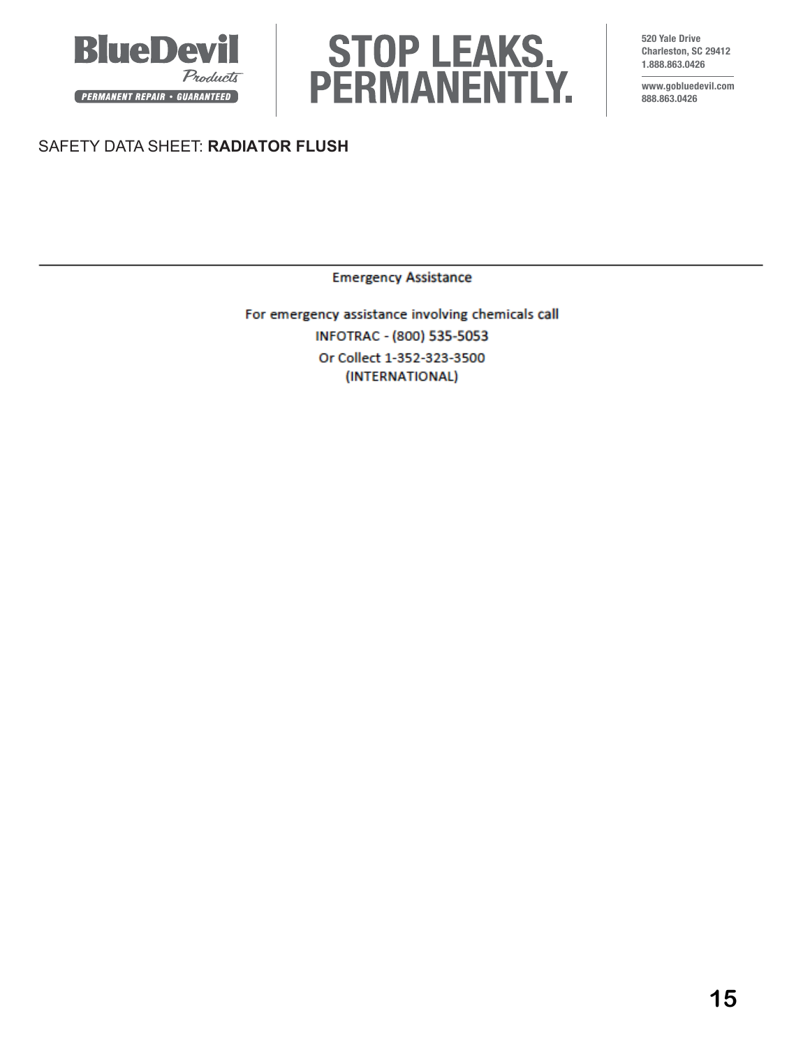SAFETY DATA SHEET: **RADIATOR FLUSH**

---

Emergency Assistance

For emergency assistance involving chemicals call

INFOTRAC - (800) 535-5053

Or Collect 1-352-323-3500

(INTERNATIONAL)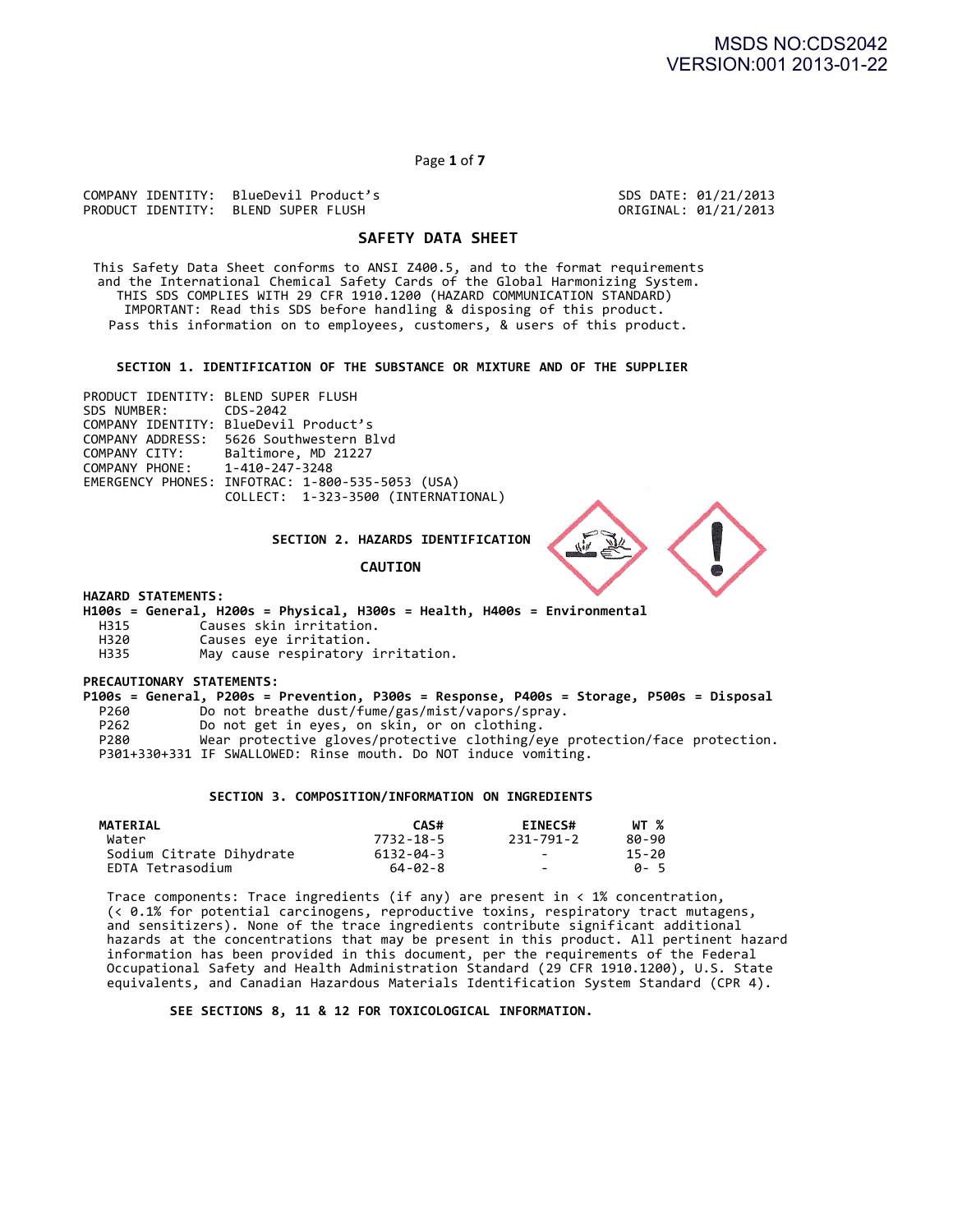COMPANY IDENTITY: BlueDevil Product's
PRODUCT IDENTITY: BLEND SUPER FLUSH

SDS DATE: 01/21/2013
ORIGINAL: 01/21/2013

# SAFETY DATA SHEET

This Safety Data Sheet conforms to ANSI Z400.5, and to the format requirements and the International Chemical Safety Cards of the Global Harmonizing System.
THIS SDS COMPLIES WITH 29 CFR 1910.1200 (HAZARD COMMUNICATION STANDARD)
IMPORTANT: Read this SDS before handling & disposing of this product.
Pass this information on to employees, customers, & users of this product.

## SECTION 1. IDENTIFICATION OF THE SUBSTANCE OR MIXTURE AND OF THE SUPPLIER

PRODUCT IDENTITY: BLEND SUPER FLUSH
SDS NUMBER: CDS-2042
COMPANY IDENTITY: BlueDevil Product's
COMPANY ADDRESS: 5626 Southwestern Blvd
COMPANY CITY: Baltimore, MD 21227
COMPANY PHONE: 1-410-247-3248
EMERGENCY PHONES: INFOTRAC: 1-800-535-5053 (USA)
COLLECT: 1-323-3500 (INTERNATIONAL)

## SECTION 2. HAZARDS IDENTIFICATION

**CAUTION**

**HAZARD STATEMENTS:**
**H100s = General, H200s = Physical, H300s = Health, H400s = Environmental**

| | |
|---|---|
| H315 | Causes skin irritation. |
| H320 | Causes eye irritation. |
| H335 | May cause respiratory irritation. |

**PRECAUTIONARY STATEMENTS:**
**P100s = General, P200s = Prevention, P300s = Response, P400s = Storage, P500s = Disposal**

| | |
|---|---|
| P260 | Do not breathe dust/fume/gas/mist/vapors/spray. |
| P262 | Do not get in eyes, on skin, or on clothing. |
| P280 | Wear protective gloves/protective clothing/eye protection/face protection. |
| P301+330+331 | IF SWALLOWED: Rinse mouth. Do NOT induce vomiting. |

## SECTION 3. COMPOSITION/INFORMATION ON INGREDIENTS

| MATERIAL | CAS# | EINECS# | WT % |
|---|---|---|---|
| Water | 7732-18-5 | 231-791-2 | 80-90 |
| Sodium Citrate Dihydrate | 6132-04-3 | - | 15-20 |
| EDTA Tetrasodium | 64-02-8 | - | 0- 5 |

Trace components: Trace ingredients (if any) are present in < 1% concentration, (< 0.1% for potential carcinogens, reproductive toxins, respiratory tract mutagens, and sensitizers). None of the trace ingredients contribute significant additional hazards at the concentrations that may be present in this product. All pertinent hazard information has been provided in this document, per the requirements of the Federal Occupational Safety and Health Administration Standard (29 CFR 1910.1200), U.S. State equivalents, and Canadian Hazardous Materials Identification System Standard (CPR 4).

**SEE SECTIONS 8, 11 & 12 FOR TOXICOLOGICAL INFORMATION.**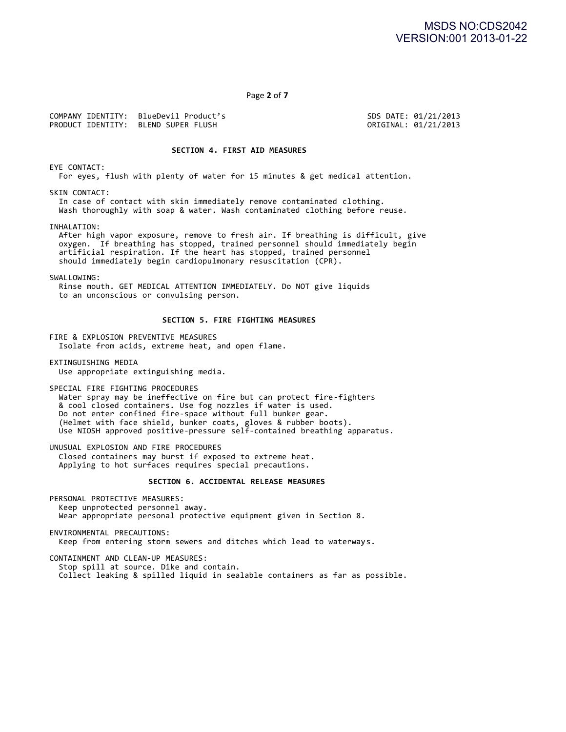COMPANY IDENTITY: BlueDevil Product's
PRODUCT IDENTITY: BLEND SUPER FLUSH

SDS DATE: 01/21/2013
ORIGINAL: 01/21/2013

## SECTION 4. FIRST AID MEASURES

EYE CONTACT:
For eyes, flush with plenty of water for 15 minutes & get medical attention.

SKIN CONTACT:
In case of contact with skin immediately remove contaminated clothing.
Wash thoroughly with soap & water. Wash contaminated clothing before reuse.

INHALATION:
After high vapor exposure, remove to fresh air. If breathing is difficult, give oxygen. If breathing has stopped, trained personnel should immediately begin artificial respiration. If the heart has stopped, trained personnel should immediately begin cardiopulmonary resuscitation (CPR).

SWALLOWING:
Rinse mouth. GET MEDICAL ATTENTION IMMEDIATELY. Do NOT give liquids to an unconscious or convulsing person.

## SECTION 5. FIRE FIGHTING MEASURES

FIRE & EXPLOSION PREVENTIVE MEASURES
Isolate from acids, extreme heat, and open flame.

EXTINGUISHING MEDIA
Use appropriate extinguishing media.

SPECIAL FIRE FIGHTING PROCEDURES
Water spray may be ineffective on fire but can protect fire-fighters & cool closed containers. Use fog nozzles if water is used.
Do not enter confined fire-space without full bunker gear.
(Helmet with face shield, bunker coats, gloves & rubber boots).
Use NIOSH approved positive-pressure self-contained breathing apparatus.

UNUSUAL EXPLOSION AND FIRE PROCEDURES
Closed containers may burst if exposed to extreme heat.
Applying to hot surfaces requires special precautions.

## SECTION 6. ACCIDENTAL RELEASE MEASURES

PERSONAL PROTECTIVE MEASURES:
Keep unprotected personnel away.
Wear appropriate personal protective equipment given in Section 8.

ENVIRONMENTAL PRECAUTIONS:
Keep from entering storm sewers and ditches which lead to waterways.

CONTAINMENT AND CLEAN-UP MEASURES:
Stop spill at source. Dike and contain.
Collect leaking & spilled liquid in sealable containers as far as possible.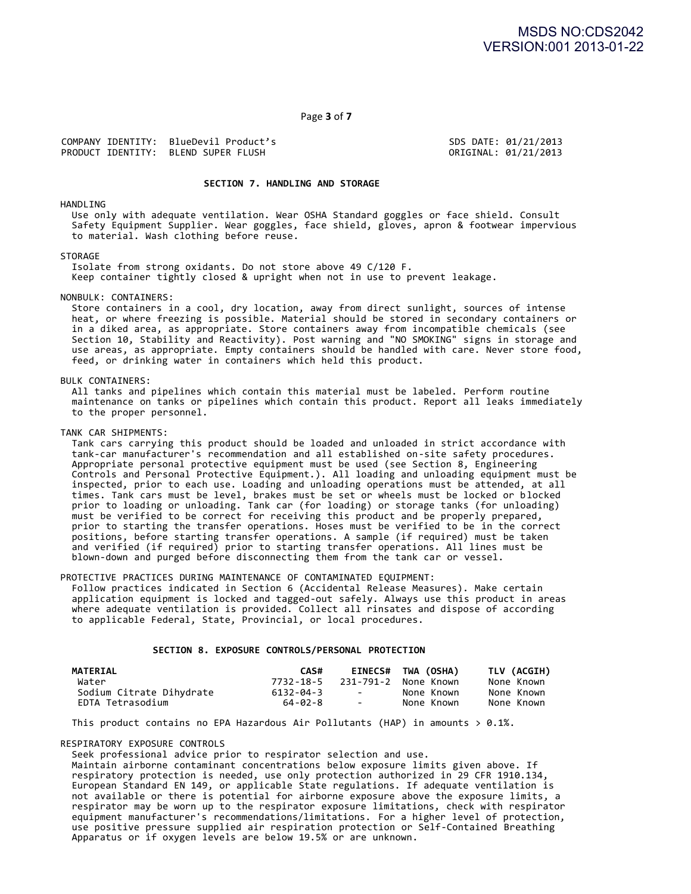COMPANY IDENTITY: BlueDevil Product's
PRODUCT IDENTITY: BLEND SUPER FLUSH

SDS DATE: 01/21/2013
ORIGINAL: 01/21/2013

## SECTION 7. HANDLING AND STORAGE

HANDLING

Use only with adequate ventilation. Wear OSHA Standard goggles or face shield. Consult Safety Equipment Supplier. Wear goggles, face shield, gloves, apron & footwear impervious to material. Wash clothing before reuse.

STORAGE

Isolate from strong oxidants. Do not store above 49 C/120 F.
Keep container tightly closed & upright when not in use to prevent leakage.

NONBULK: CONTAINERS:

Store containers in a cool, dry location, away from direct sunlight, sources of intense heat, or where freezing is possible. Material should be stored in secondary containers or in a diked area, as appropriate. Store containers away from incompatible chemicals (see Section 10, Stability and Reactivity). Post warning and "NO SMOKING" signs in storage and use areas, as appropriate. Empty containers should be handled with care. Never store food, feed, or drinking water in containers which held this product.

BULK CONTAINERS:

All tanks and pipelines which contain this material must be labeled. Perform routine maintenance on tanks or pipelines which contain this product. Report all leaks immediately to the proper personnel.

TANK CAR SHIPMENTS:

Tank cars carrying this product should be loaded and unloaded in strict accordance with tank-car manufacturer's recommendation and all established on-site safety procedures. Appropriate personal protective equipment must be used (see Section 8, Engineering Controls and Personal Protective Equipment.). All loading and unloading equipment must be inspected, prior to each use. Loading and unloading operations must be attended, at all times. Tank cars must be level, brakes must be set or wheels must be locked or blocked prior to loading or unloading. Tank car (for loading) or storage tanks (for unloading) must be verified to be correct for receiving this product and be properly prepared, prior to starting the transfer operations. Hoses must be verified to be in the correct positions, before starting transfer operations. A sample (if required) must be taken and verified (if required) prior to starting transfer operations. All lines must be blown-down and purged before disconnecting them from the tank car or vessel.

PROTECTIVE PRACTICES DURING MAINTENANCE OF CONTAMINATED EQUIPMENT:

Follow practices indicated in Section 6 (Accidental Release Measures). Make certain application equipment is locked and tagged-out safely. Always use this product in areas where adequate ventilation is provided. Collect all rinsates and dispose of according to applicable Federal, State, Provincial, or local procedures.

## SECTION 8. EXPOSURE CONTROLS/PERSONAL PROTECTION

| MATERIAL | CAS# | EINECS# | TWA (OSHA) | TLV (ACGIH) |
|---|---|---|---|---|
| Water | 7732-18-5 | 231-791-2 | None Known | None Known |
| Sodium Citrate Dihydrate | 6132-04-3 | - | None Known | None Known |
| EDTA Tetrasodium | 64-02-8 | - | None Known | None Known |

This product contains no EPA Hazardous Air Pollutants (HAP) in amounts > 0.1%.

RESPIRATORY EXPOSURE CONTROLS

Seek professional advice prior to respirator selection and use.
Maintain airborne contaminant concentrations below exposure limits given above. If respiratory protection is needed, use only protection authorized in 29 CFR 1910.134, European Standard EN 149, or applicable State regulations. If adequate ventilation is not available or there is potential for airborne exposure above the exposure limits, a respirator may be worn up to the respirator exposure limitations, check with respirator equipment manufacturer's recommendations/limitations. For a higher level of protection, use positive pressure supplied air respiration protection or Self-Contained Breathing Apparatus or if oxygen levels are below 19.5% or are unknown.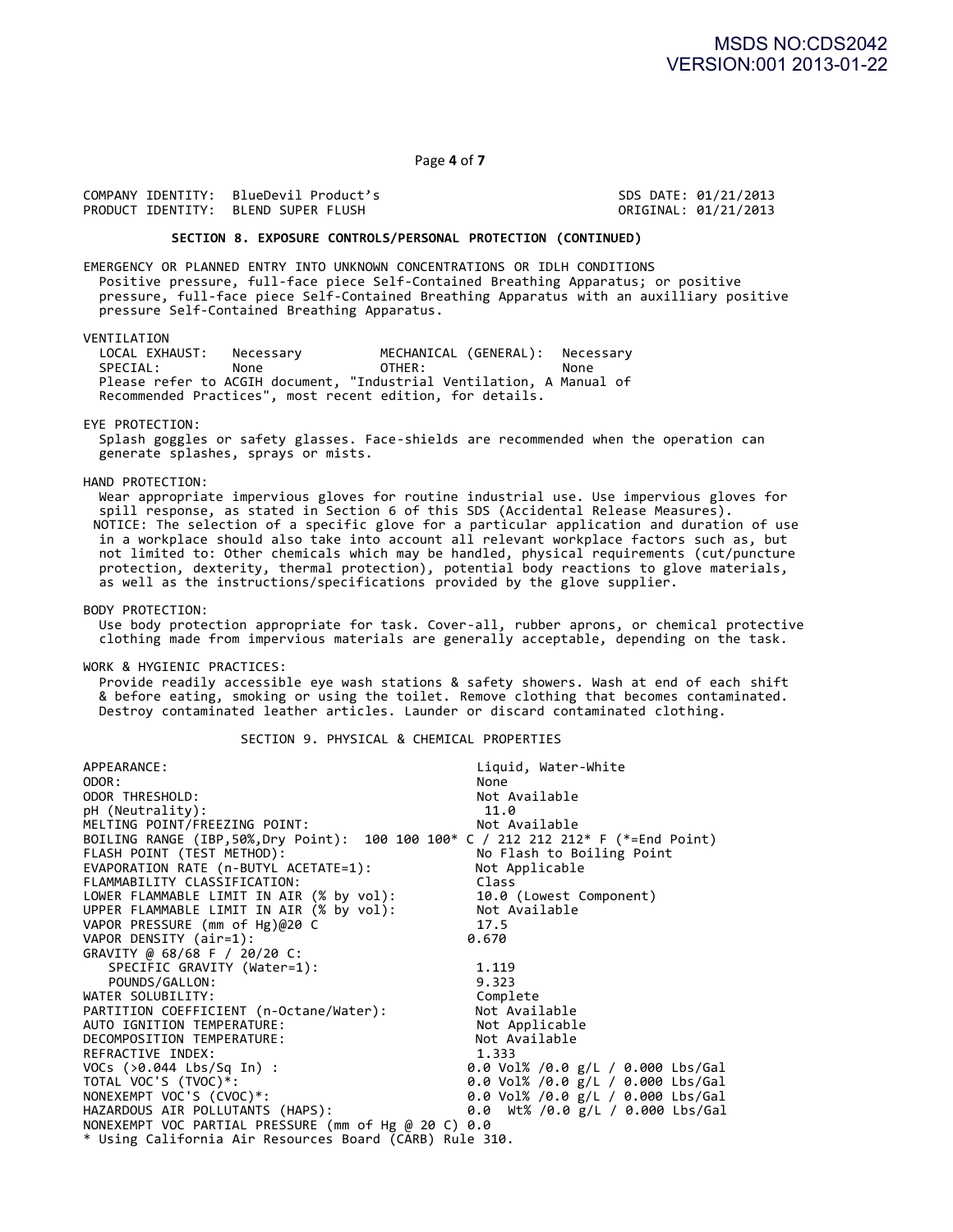COMPANY IDENTITY: BlueDevil Product's
PRODUCT IDENTITY: BLEND SUPER FLUSH

SDS DATE: 01/21/2013
ORIGINAL: 01/21/2013

## SECTION 8. EXPOSURE CONTROLS/PERSONAL PROTECTION (CONTINUED)

EMERGENCY OR PLANNED ENTRY INTO UNKNOWN CONCENTRATIONS OR IDLH CONDITIONS
Positive pressure, full-face piece Self-Contained Breathing Apparatus; or positive pressure, full-face piece Self-Contained Breathing Apparatus with an auxilliary positive pressure Self-Contained Breathing Apparatus.

VENTILATION

| | | | |
|---|---|---|---|
| LOCAL EXHAUST: | Necessary | MECHANICAL (GENERAL): | Necessary |
| SPECIAL: | None | OTHER: | None |

Please refer to ACGIH document, "Industrial Ventilation, A Manual of Recommended Practices", most recent edition, for details.

EYE PROTECTION:
Splash goggles or safety glasses. Face-shields are recommended when the operation can generate splashes, sprays or mists.

HAND PROTECTION:
Wear appropriate impervious gloves for routine industrial use. Use impervious gloves for spill response, as stated in Section 6 of this SDS (Accidental Release Measures).
NOTICE: The selection of a specific glove for a particular application and duration of use in a workplace should also take into account all relevant workplace factors such as, but not limited to: Other chemicals which may be handled, physical requirements (cut/puncture protection, dexterity, thermal protection), potential body reactions to glove materials, as well as the instructions/specifications provided by the glove supplier.

BODY PROTECTION:
Use body protection appropriate for task. Cover-all, rubber aprons, or chemical protective clothing made from impervious materials are generally acceptable, depending on the task.

WORK & HYGIENIC PRACTICES:
Provide readily accessible eye wash stations & safety showers. Wash at end of each shift & before eating, smoking or using the toilet. Remove clothing that becomes contaminated. Destroy contaminated leather articles. Launder or discard contaminated clothing.

## SECTION 9. PHYSICAL & CHEMICAL PROPERTIES

| Property | Value |
|---|---|
| APPEARANCE: | Liquid, Water-White |
| ODOR: | None |
| ODOR THRESHOLD: | Not Available |
| pH (Neutrality): | 11.0 |
| MELTING POINT/FREEZING POINT: | Not Available |
| BOILING RANGE (IBP,50%,Dry Point): | 100 100 100* C / 212 212 212* F (*=End Point) |
| FLASH POINT (TEST METHOD): | No Flash to Boiling Point |
| EVAPORATION RATE (n-BUTYL ACETATE=1): | Not Applicable |
| FLAMMABILITY CLASSIFICATION: | Class |
| LOWER FLAMMABLE LIMIT IN AIR (% by vol): | 10.0 (Lowest Component) |
| UPPER FLAMMABLE LIMIT IN AIR (% by vol): | Not Available |
| VAPOR PRESSURE (mm of Hg)@20 C | 17.5 |
| VAPOR DENSITY (air=1): | 0.670 |
| GRAVITY @ 68/68 F / 20/20 C: | |
| SPECIFIC GRAVITY (Water=1): | 1.119 |
| POUNDS/GALLON: | 9.323 |
| WATER SOLUBILITY: | Complete |
| PARTITION COEFFICIENT (n-Octane/Water): | Not Available |
| AUTO IGNITION TEMPERATURE: | Not Applicable |
| DECOMPOSITION TEMPERATURE: | Not Available |
| REFRACTIVE INDEX: | 1.333 |
| VOCs (>0.044 Lbs/Sq In) : | 0.0 Vol% /0.0 g/L / 0.000 Lbs/Gal |
| TOTAL VOC'S (TVOC)*: | 0.0 Vol% /0.0 g/L / 0.000 Lbs/Gal |
| NONEXEMPT VOC'S (CVOC)*: | 0.0 Vol% /0.0 g/L / 0.000 Lbs/Gal |
| HAZARDOUS AIR POLLUTANTS (HAPS): | 0.0 Wt% /0.0 g/L / 0.000 Lbs/Gal |
| NONEXEMPT VOC PARTIAL PRESSURE (mm of Hg @ 20 C) | 0.0 |

* Using California Air Resources Board (CARB) Rule 310.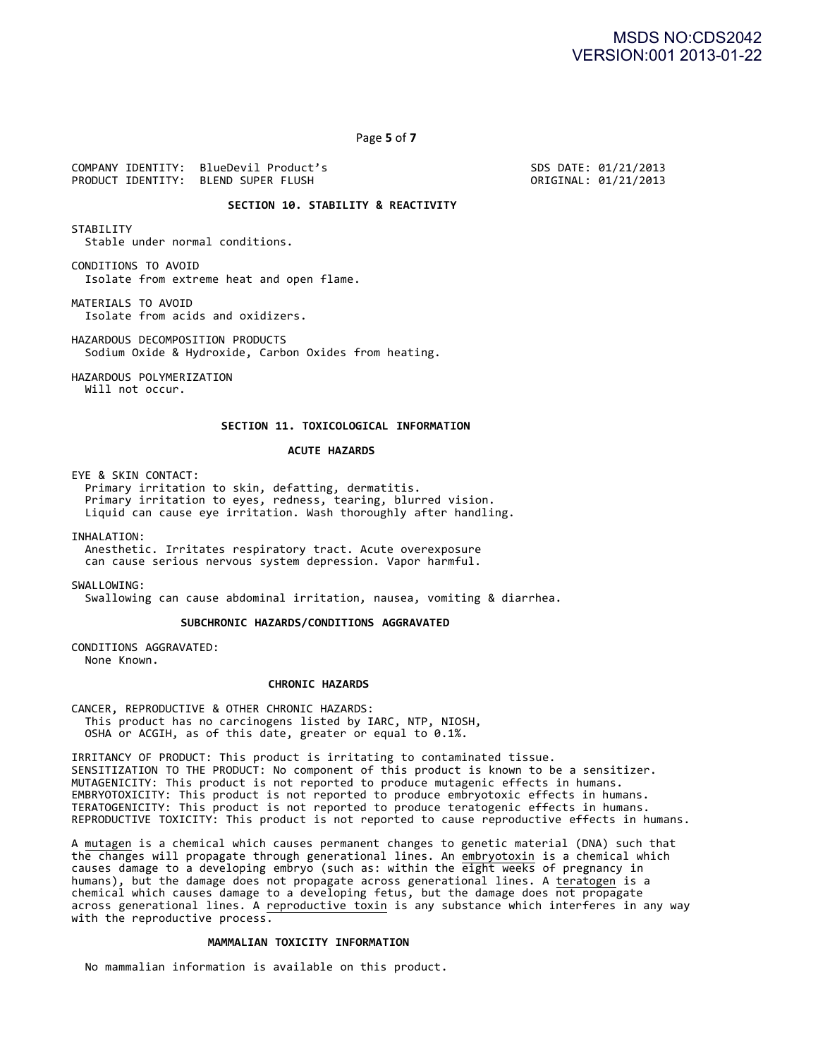COMPANY IDENTITY: BlueDevil Product's
PRODUCT IDENTITY: BLEND SUPER FLUSH

SDS DATE: 01/21/2013
ORIGINAL: 01/21/2013

## SECTION 10. STABILITY & REACTIVITY

STABILITY
Stable under normal conditions.

CONDITIONS TO AVOID
Isolate from extreme heat and open flame.

MATERIALS TO AVOID
Isolate from acids and oxidizers.

HAZARDOUS DECOMPOSITION PRODUCTS
Sodium Oxide & Hydroxide, Carbon Oxides from heating.

HAZARDOUS POLYMERIZATION
Will not occur.

## SECTION 11. TOXICOLOGICAL INFORMATION

### ACUTE HAZARDS

EYE & SKIN CONTACT:
Primary irritation to skin, defatting, dermatitis.
Primary irritation to eyes, redness, tearing, blurred vision.
Liquid can cause eye irritation. Wash thoroughly after handling.

INHALATION:
Anesthetic. Irritates respiratory tract. Acute overexposure can cause serious nervous system depression. Vapor harmful.

SWALLOWING:
Swallowing can cause abdominal irritation, nausea, vomiting & diarrhea.

### SUBCHRONIC HAZARDS/CONDITIONS AGGRAVATED

CONDITIONS AGGRAVATED:
None Known.

### CHRONIC HAZARDS

CANCER, REPRODUCTIVE & OTHER CHRONIC HAZARDS:
This product has no carcinogens listed by IARC, NTP, NIOSH, OSHA or ACGIH, as of this date, greater or equal to 0.1%.

IRRITANCY OF PRODUCT: This product is irritating to contaminated tissue.
SENSITIZATION TO THE PRODUCT: No component of this product is known to be a sensitizer.
MUTAGENICITY: This product is not reported to produce mutagenic effects in humans.
EMBRYOTOXICITY: This product is not reported to produce embryotoxic effects in humans.
TERATOGENICITY: This product is not reported to produce teratogenic effects in humans.
REPRODUCTIVE TOXICITY: This product is not reported to cause reproductive effects in humans.

A mutagen is a chemical which causes permanent changes to genetic material (DNA) such that the changes will propagate through generational lines. An embryotoxin is a chemical which causes damage to a developing embryo (such as: within the eight weeks of pregnancy in humans), but the damage does not propagate across generational lines. A teratogen is a chemical which causes damage to a developing fetus, but the damage does not propagate across generational lines. A reproductive toxin is any substance which interferes in any way with the reproductive process.

### MAMMALIAN TOXICITY INFORMATION

No mammalian information is available on this product.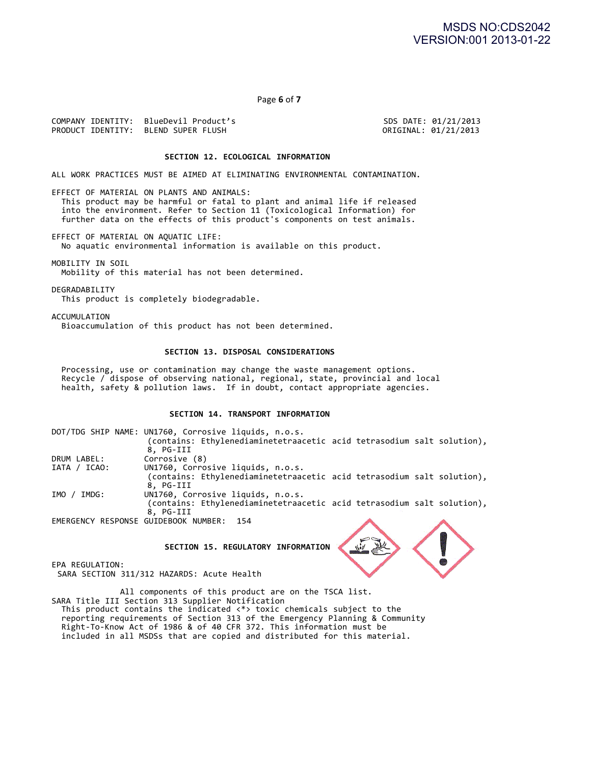COMPANY IDENTITY: BlueDevil Product's
PRODUCT IDENTITY: BLEND SUPER FLUSH

SDS DATE: 01/21/2013
ORIGINAL: 01/21/2013

## SECTION 12. ECOLOGICAL INFORMATION

ALL WORK PRACTICES MUST BE AIMED AT ELIMINATING ENVIRONMENTAL CONTAMINATION.

EFFECT OF MATERIAL ON PLANTS AND ANIMALS:
This product may be harmful or fatal to plant and animal life if released into the environment. Refer to Section 11 (Toxicological Information) for further data on the effects of this product's components on test animals.

EFFECT OF MATERIAL ON AQUATIC LIFE:
No aquatic environmental information is available on this product.

MOBILITY IN SOIL
Mobility of this material has not been determined.

DEGRADABILITY
This product is completely biodegradable.

ACCUMULATION
Bioaccumulation of this product has not been determined.

## SECTION 13. DISPOSAL CONSIDERATIONS

Processing, use or contamination may change the waste management options. Recycle / dispose of observing national, regional, state, provincial and local health, safety & pollution laws. If in doubt, contact appropriate agencies.

## SECTION 14. TRANSPORT INFORMATION

DOT/TDG SHIP NAME: UN1760, Corrosive liquids, n.o.s. (contains: Ethylenediaminetetraacetic acid tetrasodium salt solution), 8, PG-III

DRUM LABEL: Corrosive (8)

IATA / ICAO: UN1760, Corrosive liquids, n.o.s. (contains: Ethylenediaminetetraacetic acid tetrasodium salt solution), 8, PG-III

IMO / IMDG: UN1760, Corrosive liquids, n.o.s. (contains: Ethylenediaminetetraacetic acid tetrasodium salt solution), 8, PG-III

EMERGENCY RESPONSE GUIDEBOOK NUMBER: 154

## SECTION 15. REGULATORY INFORMATION

EPA REGULATION:
SARA SECTION 311/312 HAZARDS: Acute Health

All components of this product are on the TSCA list.

SARA Title III Section 313 Supplier Notification
This product contains the indicated <*> toxic chemicals subject to the reporting requirements of Section 313 of the Emergency Planning & Community Right-To-Know Act of 1986 & of 40 CFR 372. This information must be included in all MSDSs that are copied and distributed for this material.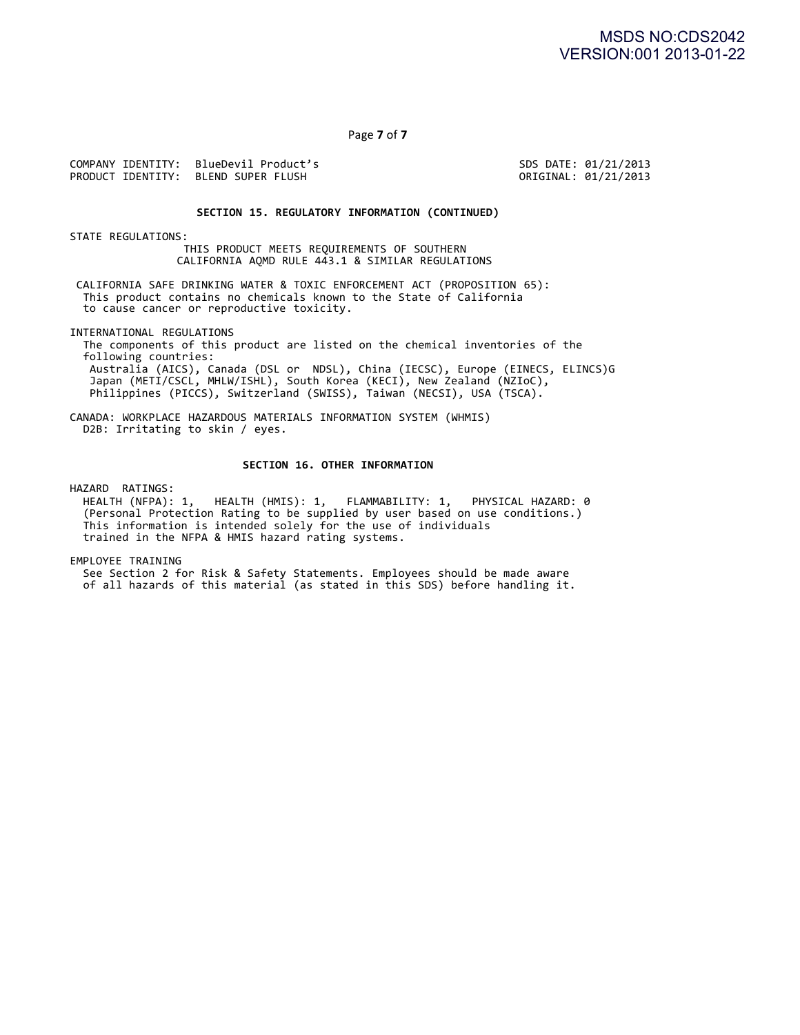COMPANY IDENTITY: BlueDevil Product's
PRODUCT IDENTITY: BLEND SUPER FLUSH

SDS DATE: 01/21/2013
ORIGINAL: 01/21/2013

## SECTION 15. REGULATORY INFORMATION (CONTINUED)

STATE REGULATIONS:

THIS PRODUCT MEETS REQUIREMENTS OF SOUTHERN CALIFORNIA AQMD RULE 443.1 & SIMILAR REGULATIONS

CALIFORNIA SAFE DRINKING WATER & TOXIC ENFORCEMENT ACT (PROPOSITION 65):
This product contains no chemicals known to the State of California to cause cancer or reproductive toxicity.

INTERNATIONAL REGULATIONS
The components of this product are listed on the chemical inventories of the following countries:
Australia (AICS), Canada (DSL or NDSL), China (IECSC), Europe (EINECS, ELINCS)G Japan (METI/CSCL, MHLW/ISHL), South Korea (KECI), New Zealand (NZIoC), Philippines (PICCS), Switzerland (SWISS), Taiwan (NECSI), USA (TSCA).

CANADA: WORKPLACE HAZARDOUS MATERIALS INFORMATION SYSTEM (WHMIS)
D2B: Irritating to skin / eyes.

## SECTION 16. OTHER INFORMATION

HAZARD RATINGS:
HEALTH (NFPA): 1, HEALTH (HMIS): 1, FLAMMABILITY: 1, PHYSICAL HAZARD: 0
(Personal Protection Rating to be supplied by user based on use conditions.)
This information is intended solely for the use of individuals trained in the NFPA & HMIS hazard rating systems.

EMPLOYEE TRAINING
See Section 2 for Risk & Safety Statements. Employees should be made aware of all hazards of this material (as stated in this SDS) before handling it.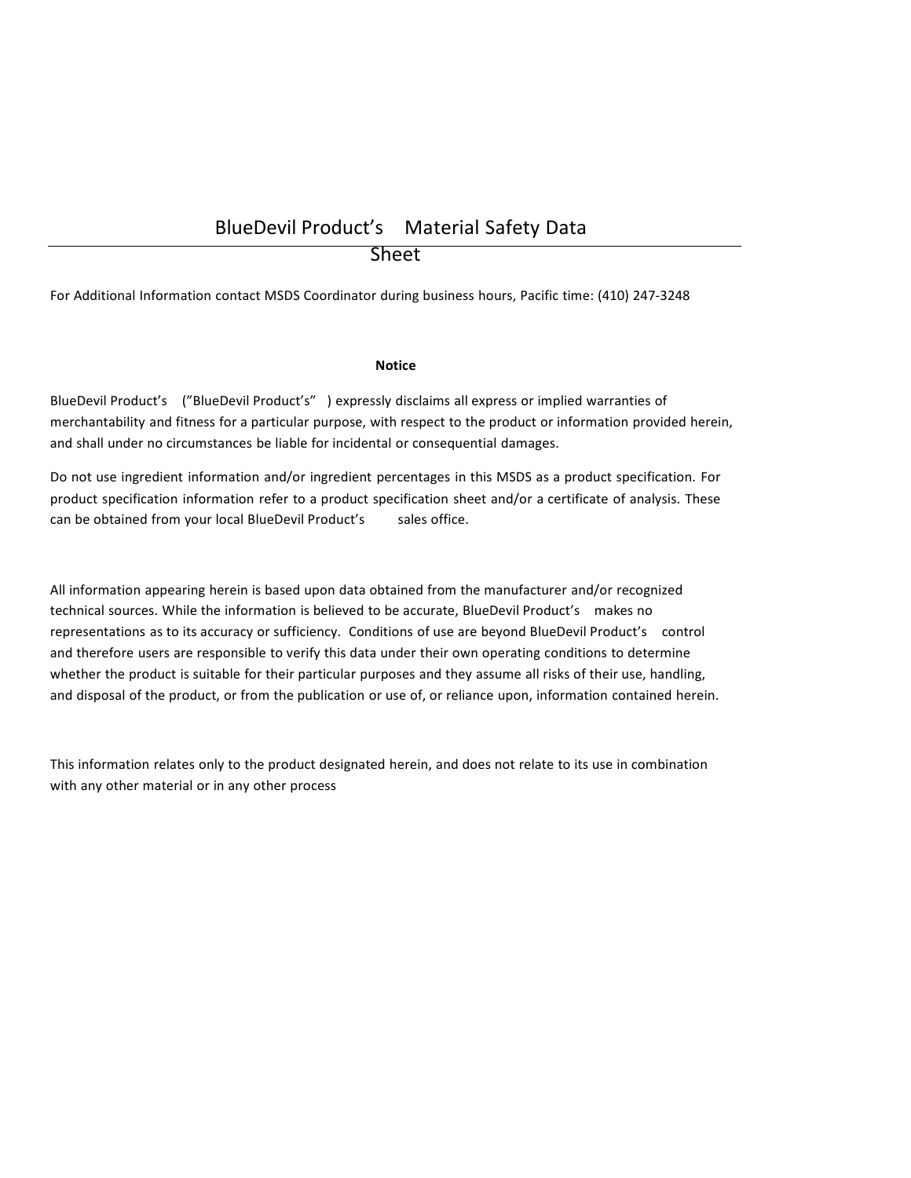# BlueDevil Product's Material Safety Data Sheet

For Additional Information contact MSDS Coordinator during business hours, Pacific time: (410) 247-3248

**Notice**

BlueDevil Product's ("BlueDevil Product's") expressly disclaims all express or implied warranties of merchantability and fitness for a particular purpose, with respect to the product or information provided herein, and shall under no circumstances be liable for incidental or consequential damages.

Do not use ingredient information and/or ingredient percentages in this MSDS as a product specification. For product specification information refer to a product specification sheet and/or a certificate of analysis. These can be obtained from your local BlueDevil Product's sales office.

All information appearing herein is based upon data obtained from the manufacturer and/or recognized technical sources. While the information is believed to be accurate, BlueDevil Product's makes no representations as to its accuracy or sufficiency. Conditions of use are beyond BlueDevil Product's control and therefore users are responsible to verify this data under their own operating conditions to determine whether the product is suitable for their particular purposes and they assume all risks of their use, handling, and disposal of the product, or from the publication or use of, or reliance upon, information contained herein.

This information relates only to the product designated herein, and does not relate to its use in combination with any other material or in any other process